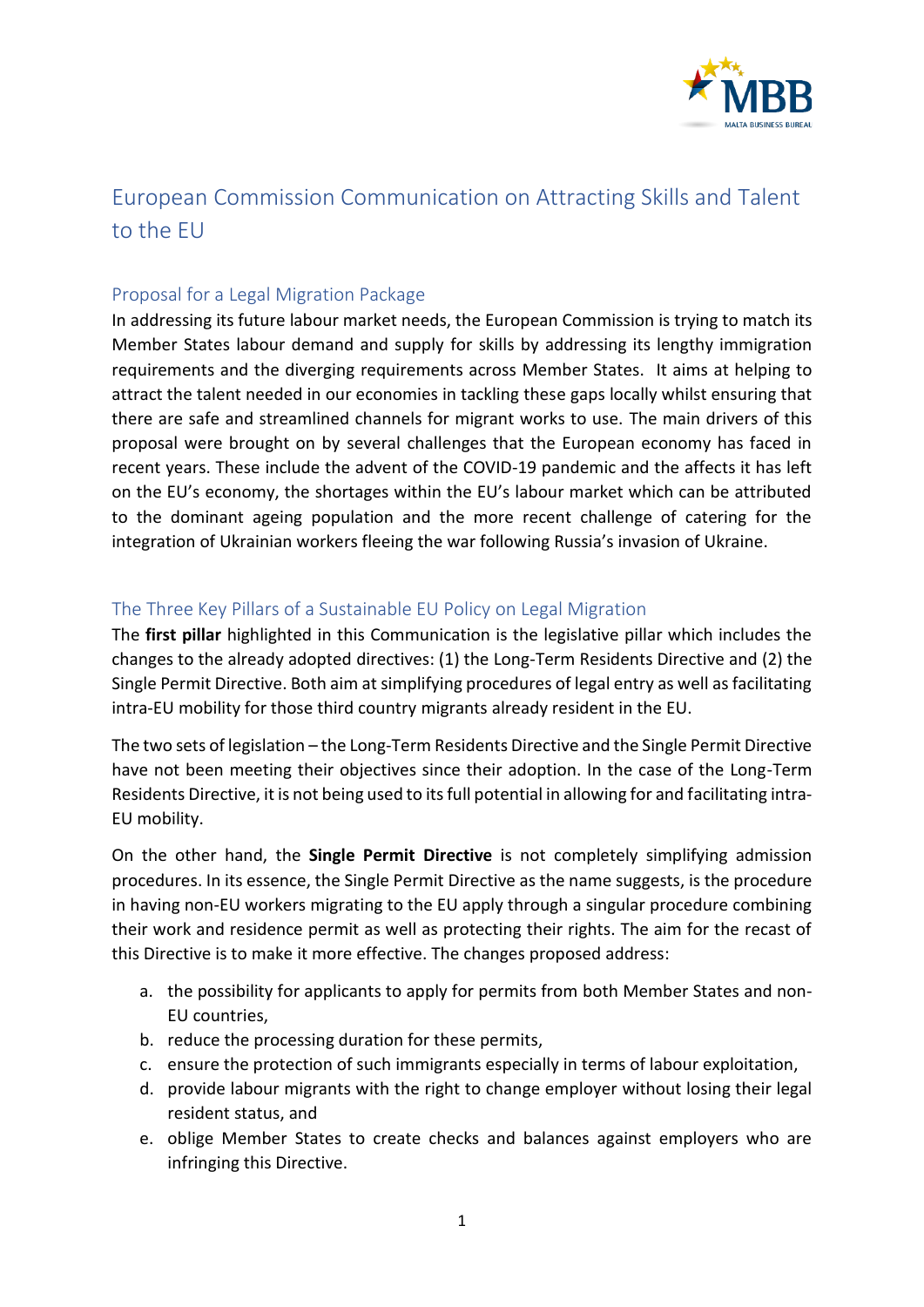# European Commission Communication on Attracting Skills and Talent to the EU

## Proposal for a Legal Migration Package

In addressing its future labour market needs, the European Commission is trying to match its Member States labour demand and supply for skills by addressing its lengthy immigration requirements and the diverging requirements across Member States. It aims at helping to attract the talent needed in our economies in tackling these gaps locally whilst ensuring that there are safe and streamlined channels for migrant works to use. The main drivers of this proposal were brought on by several challenges that the European economy has faced in recent years. These include the advent of the COVID-19 pandemic and the affects it has left on the EU's economy, the shortages within the EU's labour market which can be attributed to the dominant ageing population and the more recent challenge of catering for the integration of Ukrainian workers fleeing the war following Russia's invasion of Ukraine.

## The Three Key Pillars of a Sustainable EU Policy on Legal Migration

The **first pillar** highlighted in this Communication is the legislative pillar which includes the changes to the already adopted directives: (1) the Long-Term Residents Directive and (2) the Single Permit Directive. Both aim at simplifying procedures of legal entry as well as facilitating intra-EU mobility for those third country migrants already resident in the EU.

The two sets of legislation – the Long-Term Residents Directive and the Single Permit Directive have not been meeting their objectives since their adoption. In the case of the Long-Term Residents Directive, it is not being used to its full potential in allowing for and facilitating intra-EU mobility.

On the other hand, the **Single Permit Directive** is not completely simplifying admission procedures. In its essence, the Single Permit Directive as the name suggests, is the procedure in having non-EU workers migrating to the EU apply through a singular procedure combining their work and residence permit as well as protecting their rights. The aim for the recast of this Directive is to make it more effective. The changes proposed address:

a. the possibility for applicants to apply for permits from both Member States and non-EU countries,
b. reduce the processing duration for these permits,
c. ensure the protection of such immigrants especially in terms of labour exploitation,
d. provide labour migrants with the right to change employer without losing their legal resident status, and
e. oblige Member States to create checks and balances against employers who are infringing this Directive.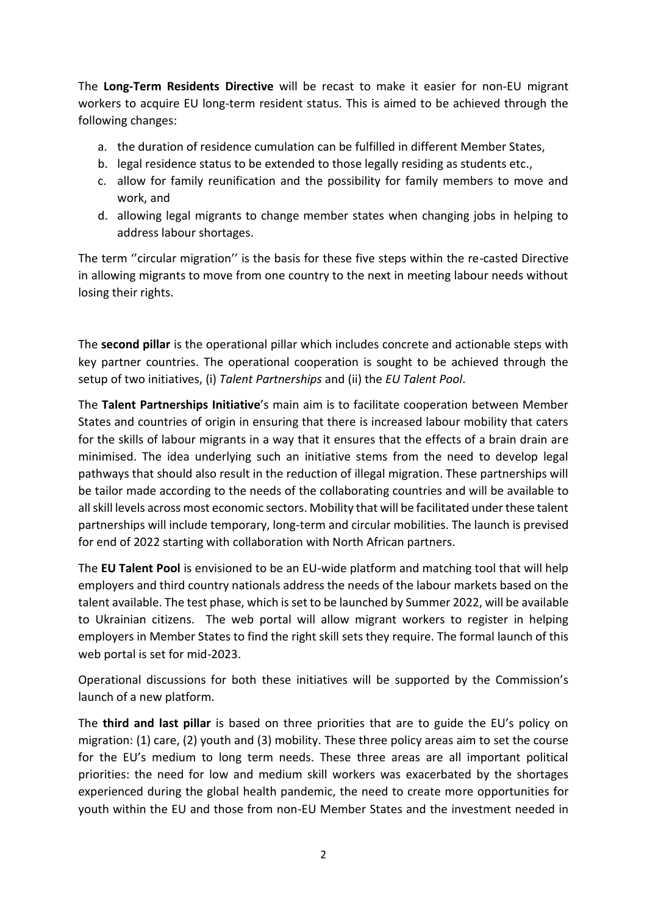The **Long-Term Residents Directive** will be recast to make it easier for non-EU migrant workers to acquire EU long-term resident status. This is aimed to be achieved through the following changes:

a. the duration of residence cumulation can be fulfilled in different Member States,
b. legal residence status to be extended to those legally residing as students etc.,
c. allow for family reunification and the possibility for family members to move and work, and
d. allowing legal migrants to change member states when changing jobs in helping to address labour shortages.

The term ''circular migration'' is the basis for these five steps within the re-casted Directive in allowing migrants to move from one country to the next in meeting labour needs without losing their rights.

The **second pillar** is the operational pillar which includes concrete and actionable steps with key partner countries. The operational cooperation is sought to be achieved through the setup of two initiatives, (i) *Talent Partnerships* and (ii) the *EU Talent Pool*.

The **Talent Partnerships Initiative**'s main aim is to facilitate cooperation between Member States and countries of origin in ensuring that there is increased labour mobility that caters for the skills of labour migrants in a way that it ensures that the effects of a brain drain are minimised. The idea underlying such an initiative stems from the need to develop legal pathways that should also result in the reduction of illegal migration. These partnerships will be tailor made according to the needs of the collaborating countries and will be available to all skill levels across most economic sectors. Mobility that will be facilitated under these talent partnerships will include temporary, long-term and circular mobilities. The launch is prevised for end of 2022 starting with collaboration with North African partners.

The **EU Talent Pool** is envisioned to be an EU-wide platform and matching tool that will help employers and third country nationals address the needs of the labour markets based on the talent available. The test phase, which is set to be launched by Summer 2022, will be available to Ukrainian citizens. The web portal will allow migrant workers to register in helping employers in Member States to find the right skill sets they require. The formal launch of this web portal is set for mid-2023.

Operational discussions for both these initiatives will be supported by the Commission's launch of a new platform.

The **third and last pillar** is based on three priorities that are to guide the EU's policy on migration: (1) care, (2) youth and (3) mobility. These three policy areas aim to set the course for the EU's medium to long term needs. These three areas are all important political priorities: the need for low and medium skill workers was exacerbated by the shortages experienced during the global health pandemic, the need to create more opportunities for youth within the EU and those from non-EU Member States and the investment needed in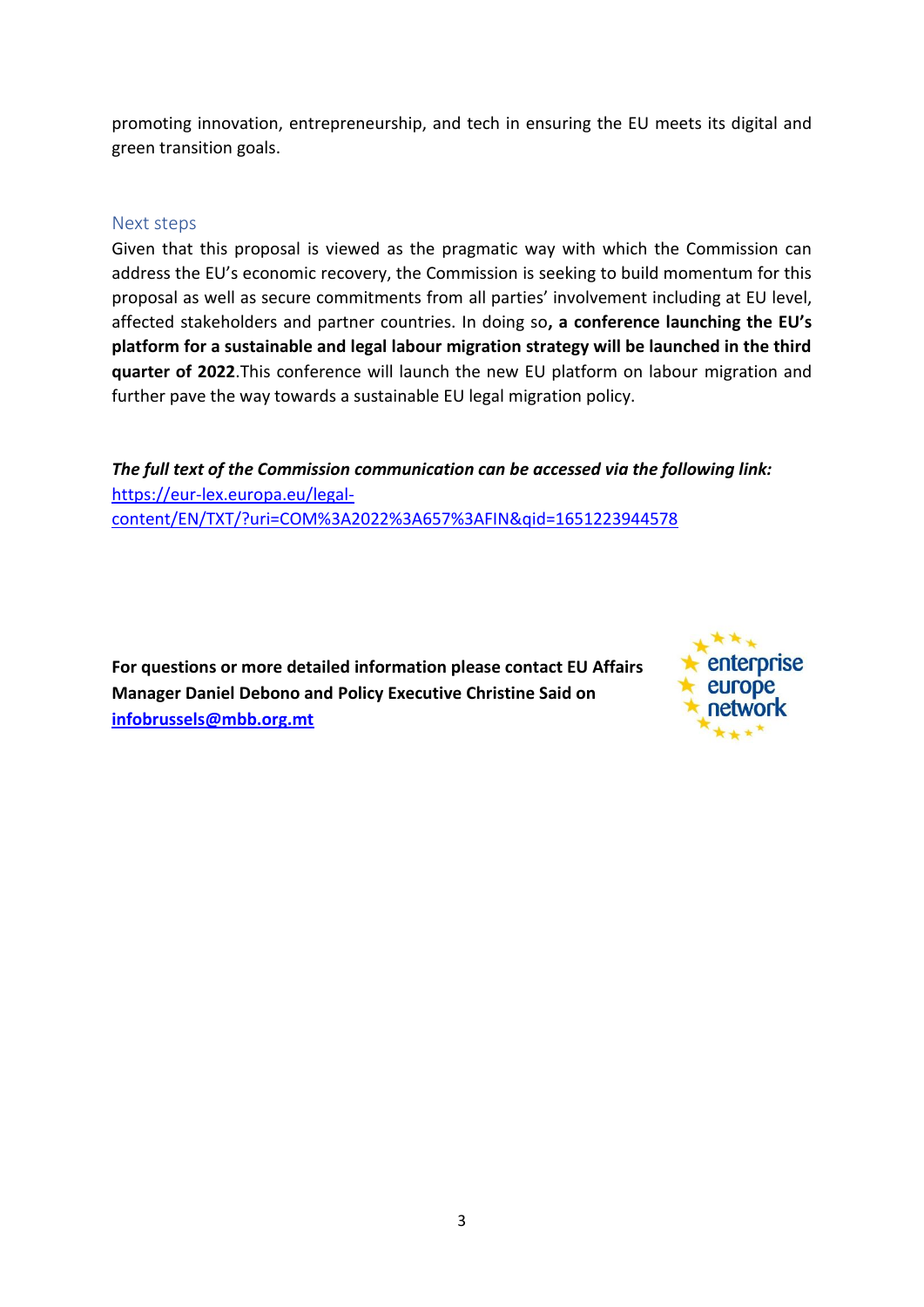promoting innovation, entrepreneurship, and tech in ensuring the EU meets its digital and green transition goals.

## Next steps

Given that this proposal is viewed as the pragmatic way with which the Commission can address the EU's economic recovery, the Commission is seeking to build momentum for this proposal as well as secure commitments from all parties' involvement including at EU level, affected stakeholders and partner countries. In doing so**, a conference launching the EU's platform for a sustainable and legal labour migration strategy will be launched in the third quarter of 2022**.This conference will launch the new EU platform on labour migration and further pave the way towards a sustainable EU legal migration policy.

***The full text of the Commission communication can be accessed via the following link:***
[https://eur-lex.europa.eu/legal-content/EN/TXT/?uri=COM%3A2022%3A657%3AFIN&qid=1651223944578](https://eur-lex.europa.eu/legal-content/EN/TXT/?uri=COM%3A2022%3A657%3AFIN&qid=1651223944578)

**For questions or more detailed information please contact EU Affairs Manager Daniel Debono and Policy Executive Christine Said on [infobrussels@mbb.org.mt](mailto:infobrussels@mbb.org.mt)**

enterprise europe network